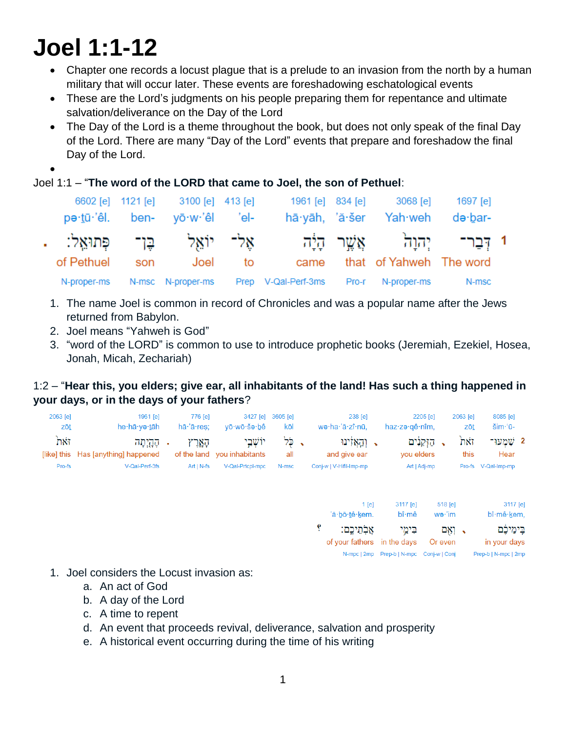# Joel 1:1-12

- Chapter one records a locust plague that is a prelude to an invasion from the north by a human military that will occur later. These events are foreshadowing eschatological events
- These are the Lord's judgments on his people preparing them for repentance and ultimate salvation/deliverance on the Day of the Lord
- The Day of the Lord is a theme throughout the book, but does not only speak of the final Day of the Lord. There are many "Day of the Lord" events that prepare and foreshadow the final Day of the Lord.
-

Joel 1:1 – "**The word of the LORD that came to Joel, the son of Pethuel**:

| 6602 [e] | 1121 [e] | 3100 [e] | 413 [e] | 1961 [e] | 834 [e] | 3068 [e] | 1697 [e] | |
|---|---|---|---|---|---|---|---|---|
| pə·ṯū·'êl. | ben- | yō·w·'êl | 'el- | hā·yāh, | 'ă·šer | Yah·weh | də·ḇar- | |
| פְּתוּאֵֽל׃ | בֶּן־ | יוֹאֵ֖ל | אֶל־ | הָיָ֔ה | אֲשֶׁ֣ר | יְהוָה֙ | דְּבַר־ | 1 |
| of Pethuel | son | Joel | to | came | that | of Yahweh | The word | |
| N-proper-ms | N-msc | N-proper-ms | Prep | V-Qal-Perf-3ms | Pro-r | N-proper-ms | N-msc | |

1. The name Joel is common in record of Chronicles and was a popular name after the Jews returned from Babylon.
2. Joel means "Yahweh is God"
3. "word of the LORD" is common to use to introduce prophetic books (Jeremiah, Ezekiel, Hosea, Jonah, Micah, Zechariah)

1:2 – "**Hear this, you elders; give ear, all inhabitants of the land! Has such a thing happened in your days, or in the days of your fathers**?

| 2063 [e] | 1961 [e] | 776 [e] | 3427 [e] | 3605 [e] | 238 [e] | 2205 [e] | 2063 [e] | 8085 [e] | |
|---|---|---|---|---|---|---|---|---|---|
| zōṯ | he·hā·ye·ṯāh | hā·'ā·reṣ; | yō·wō·šə·ḇê | kōl | wə·ha·'ă·zî·nū, | haz·zə·qê·nîm, | zōṯ | šim·'ū- | |
| זֹ֖את | הֶהָֽיְתָ֥ה | הָאָ֑רֶץ | יוֹשְׁבֵ֣י | כֹּ֖ל | וְהַאֲזִ֔ינוּ | הַזְּקֵנִ֔ים | זֹ֣את | שִׁמְעוּ־ | 2 |
| [like] this | Has [anything] happened | of the land | you inhabitants | all | and give ear | you elders | this | Hear | |
| Pro-fs | V-Qal-Perf-3fs | Art \| N-fs | V-Qal-Prtcpl-mpc | N-msc | Conj-w \| V-Hifil-Imp-mp | Art \| Adj-mp | Pro-fs | V-Qal-Imp-mp | |

| 1 [e] | 3117 [e] | 518 [e] | 3117 [e] |
|---|---|---|---|
| 'ă·ḇō·ṯê·ḵem. | bî·mê | wə·'im | bî·mê·ḵem, |
| אֲבֹתֵיכֶֽם׃ | בִּימֵ֥י | וְאִ֖ם | בִּֽימֵיכֶ֔ם |
| of your fathers | in the days | Or even | in your days |
| N-mpc \| 2mp | Prep-b \| N-mpc | Conj-w \| Conj | Prep-b \| N-mpc \| 2mp |

1. Joel considers the Locust invasion as:
   a. An act of God
   b. A day of the Lord
   c. A time to repent
   d. An event that proceeds revival, deliverance, salvation and prosperity
   e. A historical event occurring during the time of his writing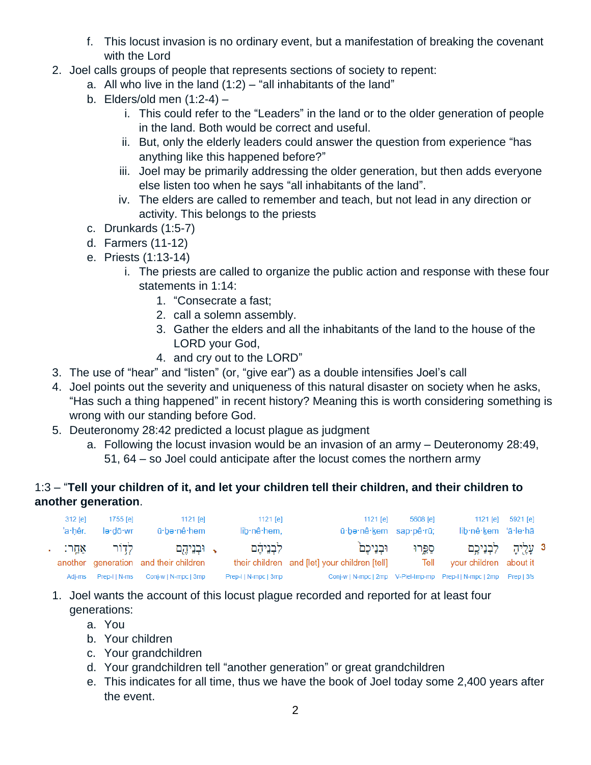f. This locust invasion is no ordinary event, but a manifestation of breaking the covenant with the Lord

2. Joel calls groups of people that represents sections of society to repent:
   a. All who live in the land (1:2) – “all inhabitants of the land”
   b. Elders/old men (1:2-4) –
      i. This could refer to the “Leaders” in the land or to the older generation of people in the land. Both would be correct and useful.
      ii. But, only the elderly leaders could answer the question from experience “has anything like this happened before?”
      iii. Joel may be primarily addressing the older generation, but then adds everyone else listen too when he says “all inhabitants of the land”.
      iv. The elders are called to remember and teach, but not lead in any direction or activity. This belongs to the priests
   c. Drunkards (1:5-7)
   d. Farmers (11-12)
   e. Priests (1:13-14)
      i. The priests are called to organize the public action and response with these four statements in 1:14:
         1. “Consecrate a fast;
         2. call a solemn assembly.
         3. Gather the elders and all the inhabitants of the land to the house of the LORD your God,
         4. and cry out to the LORD”
3. The use of “hear” and “listen” (or, “give ear”) as a double intensifies Joel’s call
4. Joel points out the severity and uniqueness of this natural disaster on society when he asks, “Has such a thing happened” in recent history? Meaning this is worth considering something is wrong with our standing before God.
5. Deuteronomy 28:42 predicted a locust plague as judgment
   a. Following the locust invasion would be an invasion of an army – Deuteronomy 28:49, 51, 64 – so Joel could anticipate after the locust comes the northern army

1:3 – “**Tell your children of it, and let your children tell their children, and their children to another generation**.

| 3 | | | | | | | |
|---|---|---|---|---|---|---|---|
| 5921 [e] | 1121 [e] | 5608 [e] | 1121 [e] | 1121 [e] | 1121 [e] | 1755 [e] | 312 [e] |
| ‘ā·le·hā | lib·nê·kem | sap·pê·rū; | ū·bə·nê·kem | lib·nê·hem, | ū·bə·nê·hem | lə·dō·wr | ’a·ḥêr. |
| עָלֶ֥יהָ | לִבְנֵיכֶ֖ם | סַפֵּ֑רוּ | וּבְנֵיכֶם֙ | לִבְנֵיהֶ֔ם | וּבְנֵיהֶ֖ם | לְד֥וֹר | אַחֵֽר׃ |
| about it | your children | Tell | and [let] your children [tell] | their children | and their children | generation | another |
| Prep \| 3fs | Prep-l \| N-mpc \| 2mp | V-Piel-Imp-mp | Conj-w \| N-mpc \| 2mp | Prep-l \| N-mpc \| 3mp | Conj-w \| N-mpc \| 3mp | Prep-l \| N-ms | Adj-ms |

1. Joel wants the account of this locust plague recorded and reported for at least four generations:
   a. You
   b. Your children
   c. Your grandchildren
   d. Your grandchildren tell “another generation” or great grandchildren
   e. This indicates for all time, thus we have the book of Joel today some 2,400 years after the event.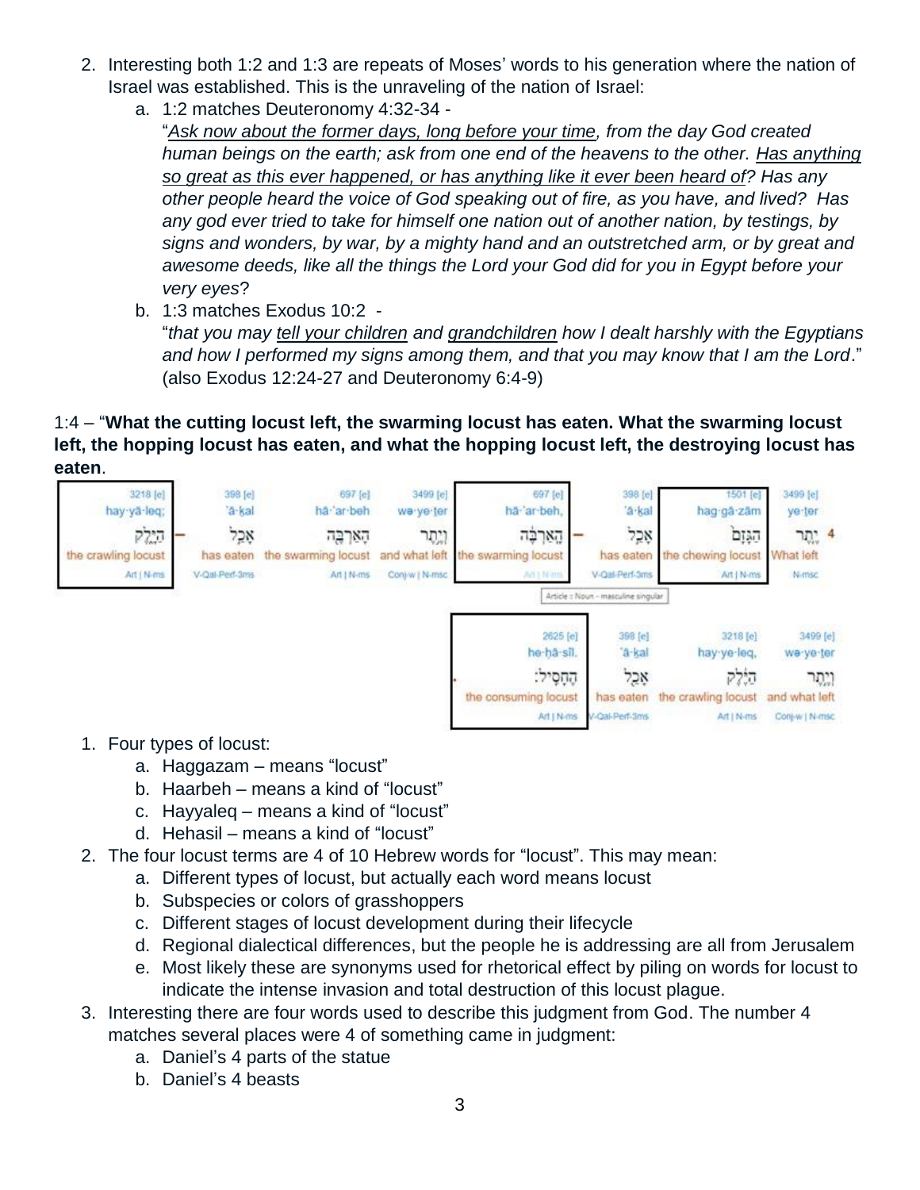2. Interesting both 1:2 and 1:3 are repeats of Moses' words to his generation where the nation of Israel was established. This is the unraveling of the nation of Israel:
   a. 1:2 matches Deuteronomy 4:32-34 -
   "*<u>Ask now about the former days, long before your time</u>, from the day God created human beings on the earth; ask from one end of the heavens to the other. <u>Has anything so great as this ever happened, or has anything like it ever been heard of</u>? Has any other people heard the voice of God speaking out of fire, as you have, and lived? Has any god ever tried to take for himself one nation out of another nation, by testings, by signs and wonders, by war, by a mighty hand and an outstretched arm, or by great and awesome deeds, like all the things the Lord your God did for you in Egypt before your very eyes*?
   b. 1:3 matches Exodus 10:2 -
   "*that you may <u>tell your children</u> and <u>grandchildren</u> how I dealt harshly with the Egyptians and how I performed my signs among them, and that you may know that I am the Lord*." (also Exodus 12:24-27 and Deuteronomy 6:4-9)

1:4 – "**What the cutting locust left, the swarming locust has eaten. What the swarming locust left, the hopping locust has eaten, and what the hopping locust left, the destroying locust has eaten**.

| 3218 [e] | | 398 [e] | 697 [e] | 3499 [e] | 697 [e] | | 398 [e] | 1501 [e] | 3499 [e] | |
|---|---|---|---|---|---|---|---|---|---|---|
| hay·yā·leq; | | 'ā·kal | hā·'ar·beh | we·ye·ter | hā·'ar·beh, | | 'ā·kal | hag·gā·zām | ye·ter | |
| הַיֶּלֶק | – | אָכַל | הָאַרְבֶּה | וְיֶתֶר | הָאַרְבֶּה | – | אָכַל | הַגָּזָם | יֶתֶר | 4 |
| the crawling locust | | has eaten | the swarming locust | and what left | the swarming locust | | has eaten | the chewing locust | What left | |
| Art \| N-ms | | V-Qal-Perf-3ms | Art \| N-ms | Conj-w \| N-msc | Art \| N-ms | | V-Qal-Perf-3ms | Art \| N-ms | N-msc | |

| 2625 [e] | 398 [e] | 3218 [e] | 3499 [e] |
|---|---|---|---|
| he·ḥā·sîl. | 'ā·kal | hay·ye·leq, | we·ye·ter |
| הֶחָסִיל׃ | אָכַל | הַיֶּלֶק | וְיֶתֶר |
| the consuming locust | has eaten | the crawling locust | and what left |
| Art \| N-ms | V-Qal-Perf-3ms | Art \| N-ms | Conj-w \| N-msc |

1. Four types of locust:
   a. Haggazam – means "locust"
   b. Haarbeh – means a kind of "locust"
   c. Hayyaleq – means a kind of "locust"
   d. Hehasil – means a kind of "locust"
2. The four locust terms are 4 of 10 Hebrew words for "locust". This may mean:
   a. Different types of locust, but actually each word means locust
   b. Subspecies or colors of grasshoppers
   c. Different stages of locust development during their lifecycle
   d. Regional dialectical differences, but the people he is addressing are all from Jerusalem
   e. Most likely these are synonyms used for rhetorical effect by piling on words for locust to indicate the intense invasion and total destruction of this locust plague.
3. Interesting there are four words used to describe this judgment from God. The number 4 matches several places were 4 of something came in judgment:
   a. Daniel's 4 parts of the statue
   b. Daniel's 4 beasts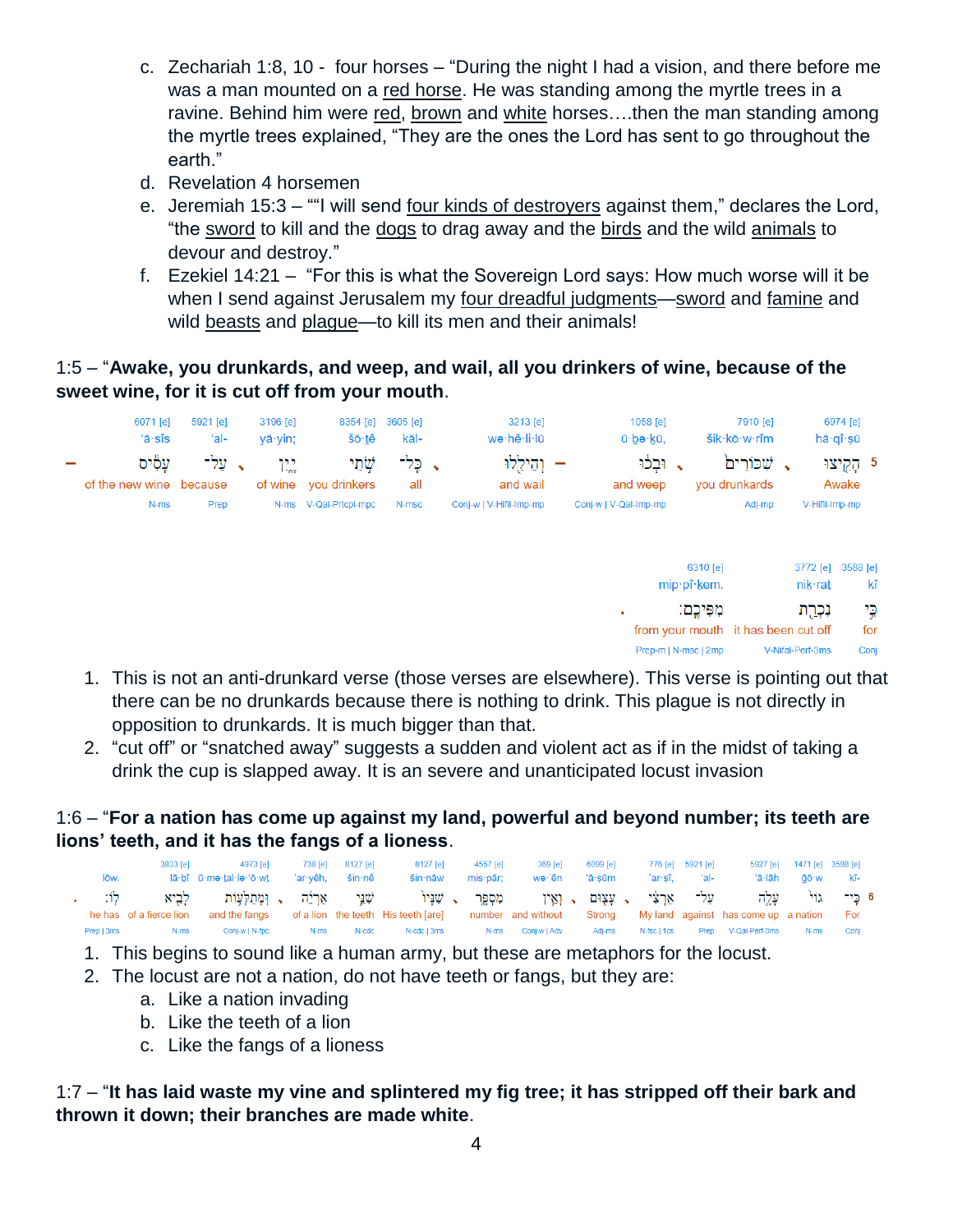c. Zechariah 1:8, 10 - four horses – "During the night I had a vision, and there before me was a man mounted on a <u>red horse</u>. He was standing among the myrtle trees in a ravine. Behind him were <u>red</u>, <u>brown</u> and <u>white</u> horses….then the man standing among the myrtle trees explained, "They are the ones the Lord has sent to go throughout the earth."
d. Revelation 4 horsemen
e. Jeremiah 15:3 – ""I will send <u>four kinds of destroyers</u> against them," declares the Lord, "the <u>sword</u> to kill and the <u>dogs</u> to drag away and the <u>birds</u> and the wild <u>animals</u> to devour and destroy."
f. Ezekiel 14:21 – "For this is what the Sovereign Lord says: How much worse will it be when I send against Jerusalem my <u>four dreadful judgments</u>—<u>sword</u> and <u>famine</u> and wild <u>beasts</u> and <u>plague</u>—to kill its men and their animals!

1:5 – "**Awake, you drunkards, and weep, and wail, all you drinkers of wine, because of the sweet wine, for it is cut off from your mouth**.

| 6071 [e] | 5921 [e] | 3196 [e] | 8354 [e] | 3605 [e] | 3213 [e] | 1058 [e] | 7910 [e] | 6974 [e] |
|---|---|---|---|---|---|---|---|---|
| 'ā·sîs | 'al- | yā·yin; | šō·tê | kāl- | wə·hê·li·lū | ū·ḇə·ḵū, | šik·kō·w·rîm | hā·qî·ṣū |
| עָסִ֔יס | עַל־ | יָ֑יִן | שֹׁ֣תֵי | כָּל־ | וְהֵילִ֖לוּ | וּבְכ֔וּ | שִׁכּוֹרִים֙ | הָקִ֤יצוּ 5 |
| of the new wine | because | of wine | you drinkers | all | and wail | and weep | you drunkards | Awake |
| N-ms | Prep | N-ms | V-Qal-Prtcpl-mpc | N-msc | Conj-w \| V-Hifil-Imp-mp | Conj-w \| V-Qal-Imp-mp | Adj-mp | V-Hifil-Imp-mp |

| 6310 [e] | 3772 [e] | 3588 [e] |
|---|---|---|
| mip·pî·ḵem. | nik·rat | kî |
| מִפִּיכֶֽם׃ | נִכְרַ֖ת | כִּ֥י |
| from your mouth | it has been cut off | for |
| Prep-m \| N-msc \| 2mp | V-Nifal-Perf-3ms | Conj |

1. This is not an anti-drunkard verse (those verses are elsewhere). This verse is pointing out that there can be no drunkards because there is nothing to drink. This plague is not directly in opposition to drunkards. It is much bigger than that.
2. "cut off" or "snatched away" suggests a sudden and violent act as if in the midst of taking a drink the cup is slapped away. It is an severe and unanticipated locust invasion

1:6 – "**For a nation has come up against my land, powerful and beyond number; its teeth are lions' teeth, and it has the fangs of a lioness**.

| | 3833 [e] | 4973 [e] | 738 [e] | 8127 [e] | 8127 [e] | 4557 [e] | 369 [e] | 6099 [e] | 776 [e] | 5921 [e] | 5927 [e] | 1471 [e] | 3588 [e] |
|---|---|---|---|---|---|---|---|---|---|---|---|---|---|
| lōw. | lā·ḇî | ū·mə·ṯal·lə·'ō·wṯ | 'ar·yêh, | šin·nê | šin·nāw | mis·pār; | wə·'ên | 'ā·ṣūm | 'ar·ṣî, | 'al- | 'ā·lāh | ḡō·w | kî- |
| לֽוֹ׃ | לָבִ֖יא | וּֽמְתַלְּע֥וֹת | אַרְיֵ֔ה | שִׁנֵּ֣י | שִׁנָּיו֙ | מִסְפָּ֑ר | וְאֵ֣ין | עָצ֖וּם | אַרְצִ֔י | עַל־ | עָלָ֣ה | גוֹי֙ | כִּֽי־ 6 |
| he has | of a fierce lion | and the fangs | of a lion | the teeth | His teeth [are] | number | and without | Strong | My land | against | has come up | a nation | For |
| Prep \| 3ms | N-ms | Conj-w \| N-fpc | N-ms | N-cdc | N-cdc \| 3ms | N-ms | Conj-w \| Adv | Adj-ms | N-fsc \| 1cs | Prep | V-Qal-Perf-3ms | N-ms | Conj |

1. This begins to sound like a human army, but these are metaphors for the locust.
2. The locust are not a nation, do not have teeth or fangs, but they are:
   a. Like a nation invading
   b. Like the teeth of a lion
   c. Like the fangs of a lioness

1:7 – "**It has laid waste my vine and splintered my fig tree; it has stripped off their bark and thrown it down; their branches are made white**.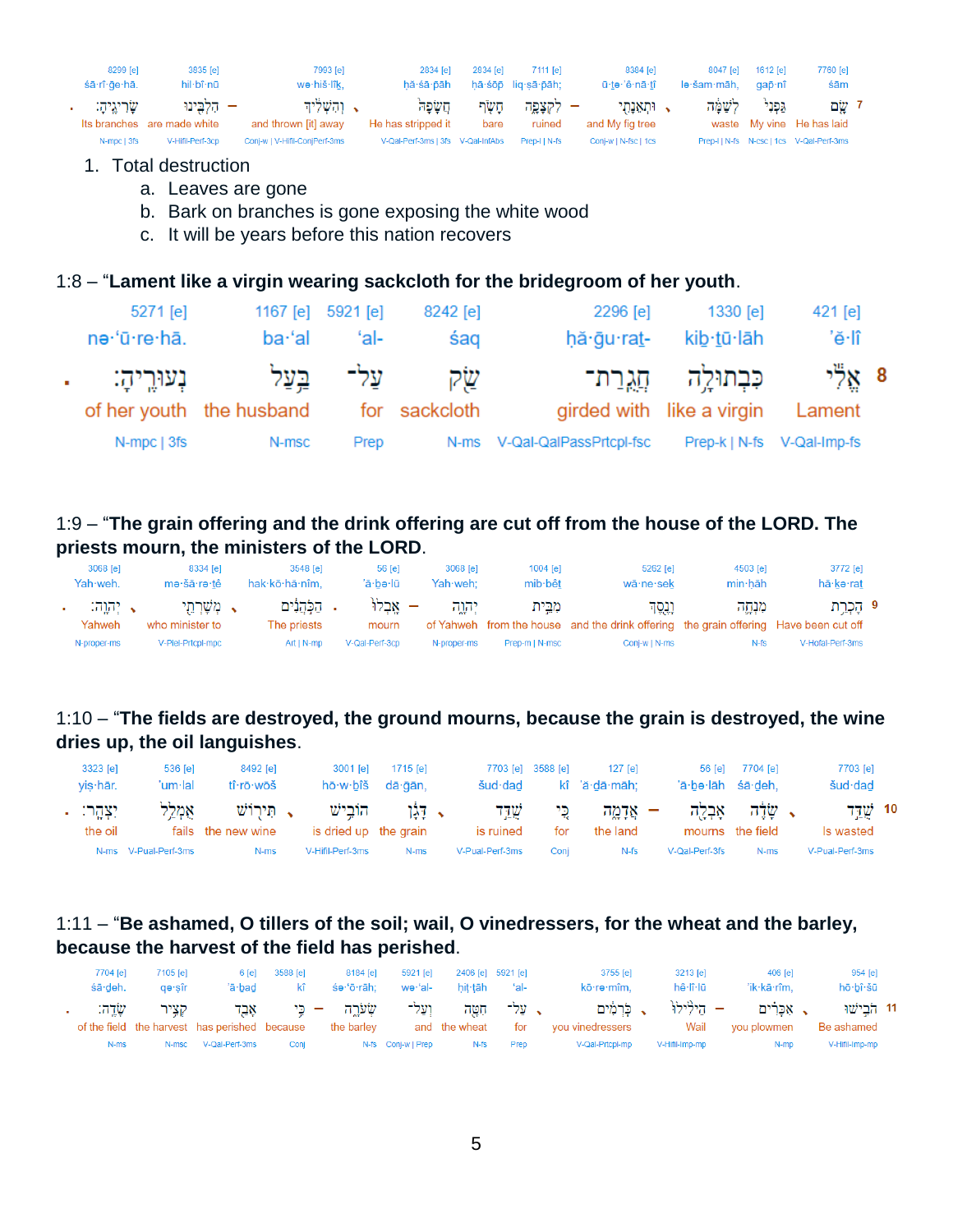| 8299 [e] | 3835 [e] | 7993 [e] | 2834 [e] | 2834 [e] | 7111 [e] | 8384 [e] | 8047 [e] | 1612 [e] | 7760 [e] |
|---|---|---|---|---|---|---|---|---|---|
| śā·rî·ḡe·hā. | hil·bî·nū | wə·hiš·lîḵ, | ḥă·śā·p̄āh | hā·śōp̄ | liq·ṣā·p̄āh; | ū·ṯe·’ê·nā·ṯî | lə·šam·māh, | gap̄·nî | śām |
| שָׂרִיגֶֽיהָ׃ | הִלְבִּ֖ינוּ | וְהִשְׁלִ֔יךְ | חֲשָׂפָ֙הּ֙ | חָשֹׂ֤ף | לִקְצָפָ֑ה | וּתְאֵנָתִ֖י | לְשַׁמָּ֔ה | גַּפְנִי֙ | שָׂ֤ם |
| Its branches | are made white | and thrown [it] away | He has stripped it | bare | ruined | and My fig tree | waste | My vine | He has laid |
| N-mpc \| 3fs | V-Hifil-Perf-3cp | Conj-w \| V-Hifil-ConjPerf-3ms | V-Qal-Perf-3ms \| 3fs | V-Qal-InfAbs | Prep-l \| N-fs | Conj-w \| N-fsc \| 1cs | Prep-l \| N-fs | N-csc \| 1cs | V-Qal-Perf-3ms |

1. Total destruction
   a. Leaves are gone
   b. Bark on branches is gone exposing the white wood
   c. It will be years before this nation recovers

1:8 – “**Lament like a virgin wearing sackcloth for the bridegroom of her youth**.

| 5271 [e] | 1167 [e] | 5921 [e] | 8242 [e] | 2296 [e] | 1330 [e] | 421 [e] |
|---|---|---|---|---|---|---|
| nə·‘ū·re·hā. | ba·‘al | ‘al- | śaq | ḥă·ḡu·raṯ- | kiḇ·ṯū·lāh | ’ĕ·lî |
| נְעוּרֶֽיהָ׃ | בַּ֥עַל | עַל־ | שַׂ֖ק | חֲגֻֽרַת־ | כִּבְתוּלָ֥ה | אֱלִ֕י |
| of her youth | the husband | for | sackcloth | girded with | like a virgin | Lament |
| N-mpc \| 3fs | N-msc | Prep | N-ms | V-Qal-QalPassPrtcpl-fsc | Prep-k \| N-fs | V-Qal-Imp-fs |

1:9 – “**The grain offering and the drink offering are cut off from the house of the LORD. The priests mourn, the ministers of the LORD**.

| 3068 [e] | 8334 [e] | 3548 [e] | 56 [e] | 3068 [e] | 1004 [e] | 5262 [e] | 4503 [e] | 3772 [e] |
|---|---|---|---|---|---|---|---|---|
| Yah·weh. | mə·šā·rə·ṯê | hak·kō·hă·nîm, | ’ā·ḇə·lū | Yah·weh; | mib·bêṯ | wā·ne·seḵ | min·ḥāh | hā·ḵə·raṯ |
| יְהוָֽה׃ | מְשָׁרְתֵ֖י | הַכֹּ֣הֲנִ֔ים | אָֽבְלוּ֙ | יְהוָ֑ה | מִבֵּ֣ית | וָנֶ֖סֶךְ | מִנְחָ֥ה | הָכְרַ֛ת |
| Yahweh | who minister to | The priests | mourn | of Yahweh | from the house | and the drink offering | the grain offering | Have been cut off |
| N-proper-ms | V-Piel-Prtcpl-mpc | Art \| N-mp | V-Qal-Perf-3cp | N-proper-ms | Prep-m \| N-msc | Conj-w \| N-ms | N-fs | V-Hofal-Perf-3ms |

1:10 – “**The fields are destroyed, the ground mourns, because the grain is destroyed, the wine dries up, the oil languishes**.

| 3323 [e] | 536 [e] | 8492 [e] | 3001 [e] | 1715 [e] | 7703 [e] | 3588 [e] | 127 [e] | 56 [e] | 7704 [e] | 7703 [e] |
|---|---|---|---|---|---|---|---|---|---|---|
| yiṣ·hār. | ’um·lal | tî·rō·wōš | hō·w·ḇîš | dā·ḡān, | šud·daḏ | kî | ’ă·ḏā·māh; | ’ā·ḇə·lāh | śā·ḏeh, | šud·daḏ |
| יִצְהָֽר׃ | אֻמְלַ֥ל | תִּיר֖וֹשׁ | הוֹבִ֥ישׁ | דָּגָ֔ן | שֻׁדַּ֣ד | כִּ֚י | אֲדָמָ֑ה | אָבְלָ֖ה | שָׂדֶ֔ה | שֻׁדַּ֣ד |
| the oil | fails | the new wine | is dried up | the grain | is ruined | for | the land | mourns | the field | Is wasted |
| N-ms | V-Pual-Perf-3ms | N-ms | V-Hifil-Perf-3ms | N-ms | V-Pual-Perf-3ms | Conj | N-fs | V-Qal-Perf-3fs | N-ms | V-Pual-Perf-3ms |

1:11 – “**Be ashamed, O tillers of the soil; wail, O vinedressers, for the wheat and the barley, because the harvest of the field has perished**.

| 7704 [e] | 7105 [e] | 6 [e] | 3588 [e] | 8184 [e] | 5921 [e] | 2406 [e] | 5921 [e] | 3755 [e] | 3213 [e] | 406 [e] | 954 [e] |
|---|---|---|---|---|---|---|---|---|---|---|---|
| śā·ḏeh. | qe·ṣîr | ’ā·ḇaḏ | kî | śə·‘ō·rāh; | wə·‘al- | ḥiṭ·ṭāh | ‘al- | kō·rə·mîm, | hê·lî·lū | ’ik·kā·rîm, | hō·ḇî·šū |
| שָׂדֶֽה׃ | קְצִ֥יר | אָבַ֖ד | כִּ֥י | שְׂעֹרָ֑ה | וְעַל־ | חִטָּ֖ה | עַל־ | כֹּֽרְמִ֔ים | הֵילִ֙ילוּ֙ | אִכָּרִ֔ים | הֹבִ֣ישׁוּ |
| of the field | the harvest | has perished | because | the barley | and | the wheat | for | you vinedressers | Wail | you plowmen | Be ashamed |
| N-ms | N-msc | V-Qal-Perf-3ms | Conj | N-fs | Conj-w \| Prep | N-fs | Prep | V-Qal-Prtcpl-mp | V-Hifil-Imp-mp | N-mp | V-Hifil-Imp-mp |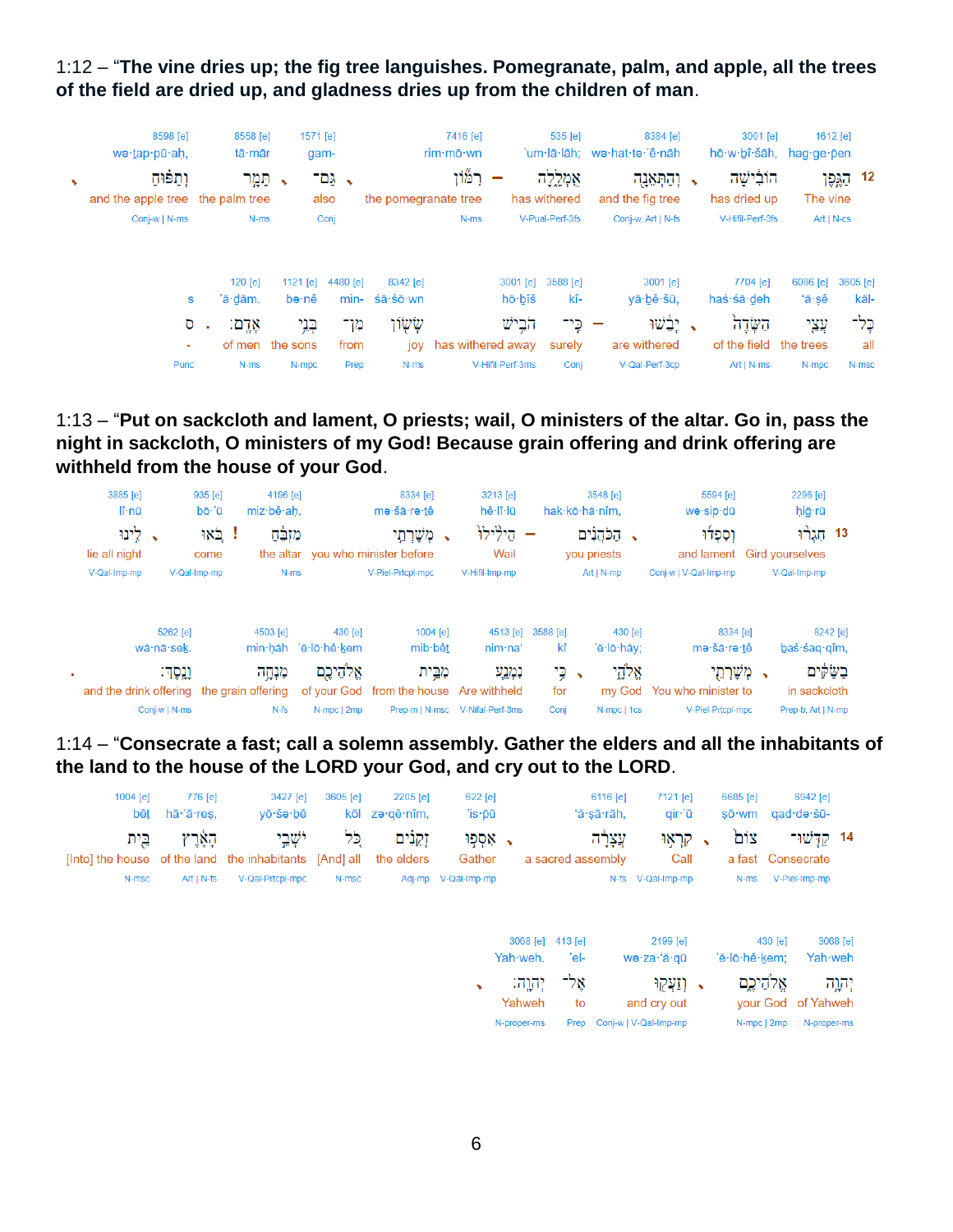1:12 – “**The vine dries up; the fig tree languishes. Pomegranate, palm, and apple, all the trees of the field are dried up, and gladness dries up from the children of man**.

**12**

- 1612 [e] · hag·ge·pen · הַגֶּ֣פֶן · The vine · Art | N-cs
- 3001 [e] · hō·w·ḇî·šāh, · הוֹבִ֔ישָׁה · has dried up · V-Hifil-Perf-3fs ،
- 8384 [e] · wə·hat·tə·’ê·nāh · וְהַתְּאֵנָ֖ה · and the fig tree · Conj-w, Art | N-fs
- 535 [e] · ’um·lā·lāh; · אֻמְלָ֑לָה · has withered · V-Pual-Perf-3fs –
- 7416 [e] · rim·mō·wn · רִמּ֞וֹן · the pomegranate tree · N-ms ،
- 1571 [e] · gam- · גַּם־ · also · Conj ،
- 8558 [e] · tā·mār · תָּמָ֖ר · the palm tree · N-ms
- 8598 [e] · wə·ṯap·pū·aḥ, · וְתַפּ֔וּחַ · and the apple tree · Conj-w | N-ms ،
- 3605 [e] · kāl- · כָּל־ · all · N-msc
- 6086 [e] · ‘ă·ṣê · עֲצֵ֤י · the trees · N-mpc
- 7704 [e] · haś·śā·ḏeh · הַשָּׂדֶה֙ · of the field · Art | N-ms ،
- 3001 [e] · yā·ḇê·šū, · יָבֵ֔שׁוּ · are withered · V-Qal-Perf-3cp –
- 3588 [e] · kî- · כִּֽי־ · surely · Conj
- 3001 [e] · hō·ḇîš · הֹבִ֥ישׁ · has withered away · V-Hifil-Perf-3ms
- 8342 [e] · śā·śō·wn · שָׂשׂ֖וֹן · joy · N-ms
- 4480 [e] · min- · מִן־ · from · Prep
- 1121 [e] · bə·nê · בְּנֵ֥י · the sons · N-mpc
- 120 [e] · ’ā·ḏām. · אָדָֽם׃ · of men · N-ms .
- s · ס · - · Punc

1:13 – “**Put on sackcloth and lament, O priests; wail, O ministers of the altar. Go in, pass the night in sackcloth, O ministers of my God! Because grain offering and drink offering are withheld from the house of your God**.

**13**

- 2296 [e] · ḥiḡ·rū · חִגְר֨וּ · Gird yourselves · V-Qal-Imp-mp
- 5594 [e] · wə·sip̄·dū · וְסִפְד֜וּ · and lament · Conj-w | V-Qal-Imp-mp
- 3548 [e] · hak·kō·hă·nîm, · הַכֹּהֲנִ֗ים · you priests · Art | N-mp ،
- 3213 [e] · hê·lî·lū · הֵילִ֙ילוּ֙ · Wail · V-Hifil-Imp-mp –
- 8334 [e] · mə·šā·rə·tê · מְשָׁרְתֵ֣י · you who minister before · V-Piel-Prtcpl-mpc ،
- 4196 [e] · miz·bê·aḥ, · מִזְבֵּ֔חַ · the altar · N-ms !
- 935 [e] · bō·’ū · בֹּ֚אוּ · come · V-Qal-Imp-mp
- 3885 [e] · lî·nū · לִ֣ינוּ · lie all night · V-Qal-Imp-mp ،
- 8242 [e] · baś·śaq·qîm, · בַשַּׂקִּ֔ים · in sackcloth · Prep-b, Art | N-mp ،
- 8334 [e] · mə·šā·rə·ṯê · מְשָׁרְתֵ֣י · You who minister to · V-Piel-Prtcpl-mpc
- 430 [e] · ’ĕ·lō·hāy; · אֱלֹהָ֑י · my God · N-mpc | 1cs ،
- 3588 [e] · kî · כִּ֥י · for · Conj
- 4513 [e] · nim·na‘ · נִמְנַ֛ע · Are withheld · V-Nifal-Perf-3ms
- 1004 [e] · mib·bêṯ · מִבֵּ֥ית · from the house · Prep-m | N-msc
- 430 [e] · ’ĕ·lō·hê·ḵem · אֱלֹהֵיכֶ֖ם · of your God · N-mpc | 2mp
- 4503 [e] · min·ḥāh · מִנְחָ֥ה · the grain offering · N-fs
- 5262 [e] · wā·nā·sek. · וָנָֽסֶךְ׃ · and the drink offering · Conj-w | N-ms .

1:14 – “**Consecrate a fast; call a solemn assembly. Gather the elders and all the inhabitants of the land to the house of the LORD your God, and cry out to the LORD**.

**14**

- 6942 [e] · qad·də·šū- · קַדְּשׁוּ־ · Consecrate · V-Piel-Imp-mp
- 6685 [e] · ṣō·wm · צוֹם֙ · a fast · N-ms ،
- 7121 [e] · qir·’ū · קִרְא֣וּ · Call · V-Qal-Imp-mp
- 6116 [e] · ‘ă·ṣā·rāh, · עֲצָרָ֔ה · a sacred assembly · N-fs ،
- 622 [e] · ’is·pū · אִסְפ֣וּ · Gather · V-Qal-Imp-mp
- 2205 [e] · zə·qê·nîm, · זְקֵנִ֗ים · the elders · Adj-mp
- 3605 [e] · kōl · כֹּ֚ל · [And] all · N-msc
- 3427 [e] · yō·šə·ḇê · יֹשְׁבֵ֣י · the inhabitants · V-Qal-Prtcpl-mpc
- 776 [e] · hā·’ā·reṣ, · הָאָ֔רֶץ · of the land · Art | N-fs
- 1004 [e] · bêṯ · בֵּ֖ית · [Into] the house · N-msc
- 3068 [e] · Yah·weh · יְהוָ֣ה · of Yahweh · N-proper-ms
- 430 [e] · ’ĕ·lō·hê·ḵem; · אֱלֹהֵיכֶ֑ם · your God · N-mpc | 2mp ،
- 2199 [e] · wə·za·‘ă·qū · וְזַעֲק֖וּ · and cry out · Conj-w | V-Qal-Imp-mp
- 413 [e] · ’el- · אֶל־ · to · Prep
- 3068 [e] · Yah·weh. · יְהוָֽה׃ · Yahweh · N-proper-ms ،